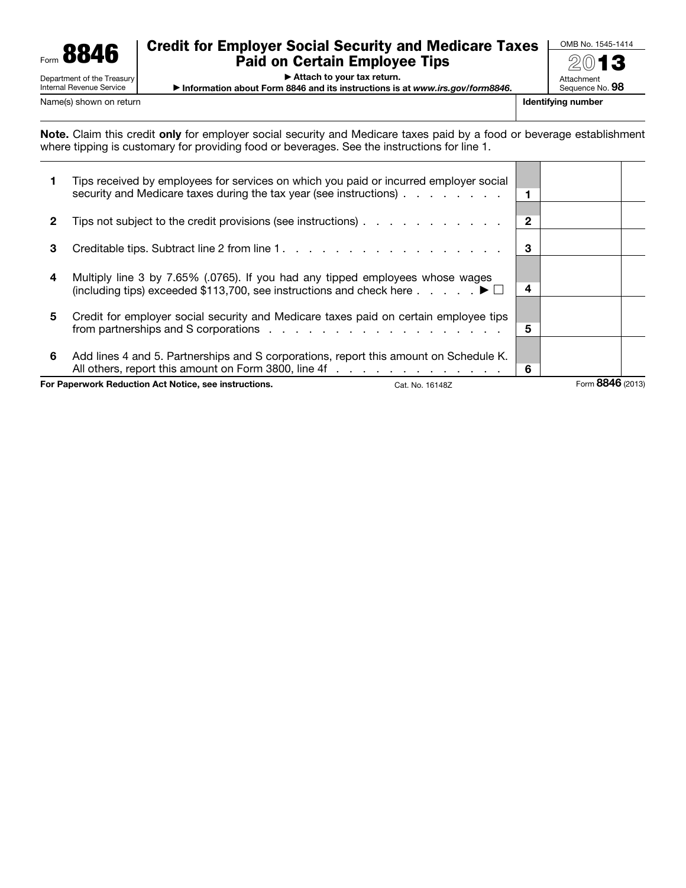Form **8846**

Department of the Treasury
Internal Revenue Service

# Credit for Employer Social Security and Medicare Taxes Paid on Certain Employee Tips

▶ Attach to your tax return.

▶ Information about Form 8846 and its instructions is at *www.irs.gov/form8846*.

OMB No. 1545-1414

2013

Attachment Sequence No. **98**

Name(s) shown on return | **Identifying number**

**Note.** Claim this credit **only** for employer social security and Medicare taxes paid by a food or beverage establishment where tipping is customary for providing food or beverages. See the instructions for line 1.

| Line | Description | | Amount |
|---|---|---|---|
| **1** | Tips received by employees for services on which you paid or incurred employer social security and Medicare taxes during the tax year (see instructions) . . . . . . . . | **1** | |
| **2** | Tips not subject to the credit provisions (see instructions) . . . . . . . . . . . | **2** | |
| **3** | Creditable tips. Subtract line 2 from line 1 . . . . . . . . . . . . . . . . . | **3** | |
| **4** | Multiply line 3 by 7.65% (.0765). If you had any tipped employees whose wages (including tips) exceeded $113,700, see instructions and check here . . . . . ▶ ☐ | **4** | |
| **5** | Credit for employer social security and Medicare taxes paid on certain employee tips from partnerships and S corporations . . . . . . . . . . . . . . . . . . . | **5** | |
| **6** | Add lines 4 and 5. Partnerships and S corporations, report this amount on Schedule K. All others, report this amount on Form 3800, line 4f . . . . . . . . . . . . . . | **6** | |

**For Paperwork Reduction Act Notice, see instructions.** Cat. No. 16148Z Form **8846** (2013)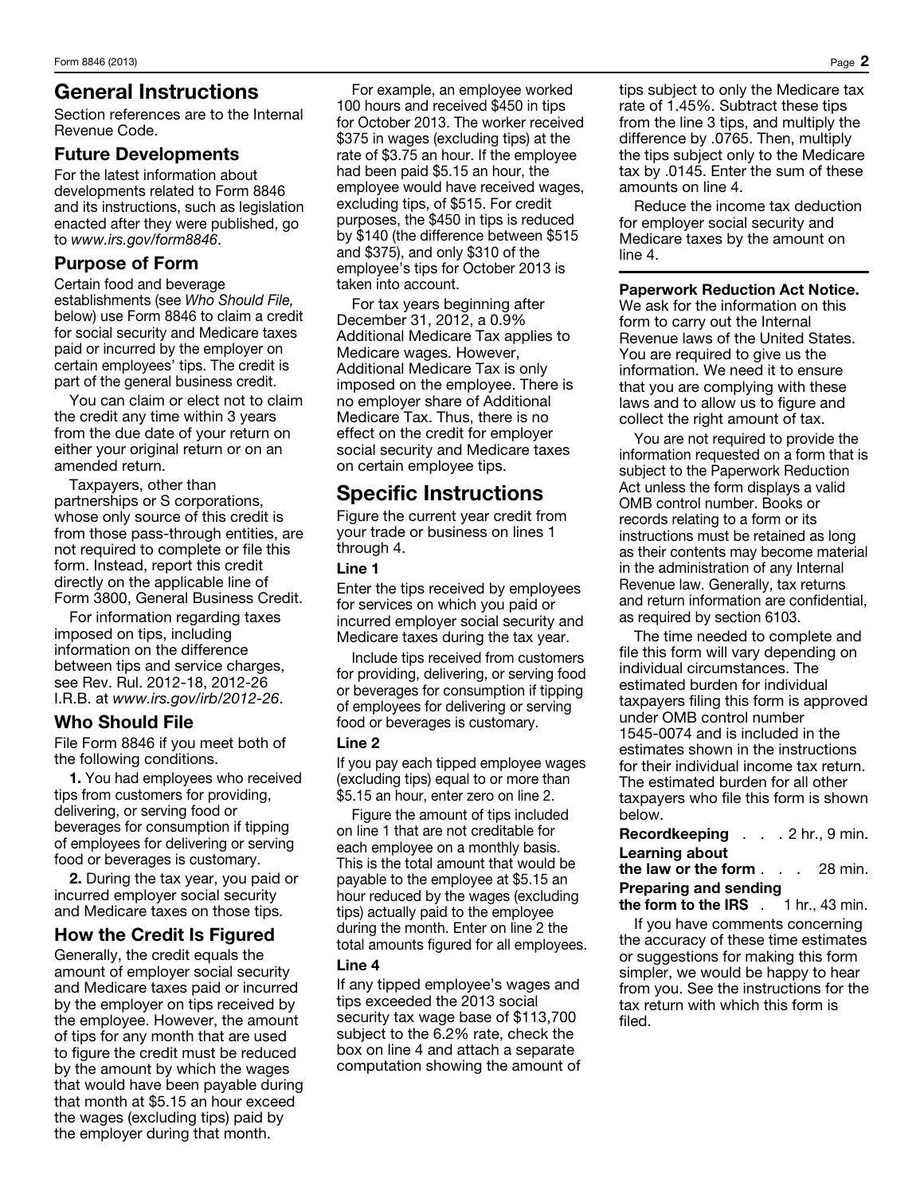## General Instructions

Section references are to the Internal Revenue Code.

### Future Developments

For the latest information about developments related to Form 8846 and its instructions, such as legislation enacted after they were published, go to *www.irs.gov/form8846*.

### Purpose of Form

Certain food and beverage establishments (see *Who Should File,* below) use Form 8846 to claim a credit for social security and Medicare taxes paid or incurred by the employer on certain employees' tips. The credit is part of the general business credit.

You can claim or elect not to claim the credit any time within 3 years from the due date of your return on either your original return or on an amended return.

Taxpayers, other than partnerships or S corporations, whose only source of this credit is from those pass-through entities, are not required to complete or file this form. Instead, report this credit directly on the applicable line of Form 3800, General Business Credit.

For information regarding taxes imposed on tips, including information on the difference between tips and service charges, see Rev. Rul. 2012-18, 2012-26 I.R.B. at *www.irs.gov/irb/2012-26*.

### Who Should File

File Form 8846 if you meet both of the following conditions.

**1.** You had employees who received tips from customers for providing, delivering, or serving food or beverages for consumption if tipping of employees for delivering or serving food or beverages is customary.

**2.** During the tax year, you paid or incurred employer social security and Medicare taxes on those tips.

### How the Credit Is Figured

Generally, the credit equals the amount of employer social security and Medicare taxes paid or incurred by the employer on tips received by the employee. However, the amount of tips for any month that are used to figure the credit must be reduced by the amount by which the wages that would have been payable during that month at $5.15 an hour exceed the wages (excluding tips) paid by the employer during that month.

For example, an employee worked 100 hours and received $450 in tips for October 2013. The worker received $375 in wages (excluding tips) at the rate of $3.75 an hour. If the employee had been paid $5.15 an hour, the employee would have received wages, excluding tips, of $515. For credit purposes, the $450 in tips is reduced by $140 (the difference between $515 and $375), and only $310 of the employee's tips for October 2013 is taken into account.

For tax years beginning after December 31, 2012, a 0.9% Additional Medicare Tax applies to Medicare wages. However, Additional Medicare Tax is only imposed on the employee. There is no employer share of Additional Medicare Tax. Thus, there is no effect on the credit for employer social security and Medicare taxes on certain employee tips.

## Specific Instructions

Figure the current year credit from your trade or business on lines 1 through 4.

#### Line 1

Enter the tips received by employees for services on which you paid or incurred employer social security and Medicare taxes during the tax year.

Include tips received from customers for providing, delivering, or serving food or beverages for consumption if tipping of employees for delivering or serving food or beverages is customary.

#### Line 2

If you pay each tipped employee wages (excluding tips) equal to or more than $5.15 an hour, enter zero on line 2.

Figure the amount of tips included on line 1 that are not creditable for each employee on a monthly basis. This is the total amount that would be payable to the employee at $5.15 an hour reduced by the wages (excluding tips) actually paid to the employee during the month. Enter on line 2 the total amounts figured for all employees.

#### Line 4

If any tipped employee's wages and tips exceeded the 2013 social security tax wage base of $113,700 subject to the 6.2% rate, check the box on line 4 and attach a separate computation showing the amount of tips subject to only the Medicare tax rate of 1.45%. Subtract these tips from the line 3 tips, and multiply the difference by .0765. Then, multiply the tips subject only to the Medicare tax by .0145. Enter the sum of these amounts on line 4.

Reduce the income tax deduction for employer social security and Medicare taxes by the amount on line 4.

**Paperwork Reduction Act Notice.** We ask for the information on this form to carry out the Internal Revenue laws of the United States. You are required to give us the information. We need it to ensure that you are complying with these laws and to allow us to figure and collect the right amount of tax.

You are not required to provide the information requested on a form that is subject to the Paperwork Reduction Act unless the form displays a valid OMB control number. Books or records relating to a form or its instructions must be retained as long as their contents may become material in the administration of any Internal Revenue law. Generally, tax returns and return information are confidential, as required by section 6103.

The time needed to complete and file this form will vary depending on individual circumstances. The estimated burden for individual taxpayers filing this form is approved under OMB control number 1545-0074 and is included in the estimates shown in the instructions for their individual income tax return. The estimated burden for all other taxpayers who file this form is shown below.

**Recordkeeping** . . . 2 hr., 9 min.
**Learning about the law or the form** . . . 28 min.
**Preparing and sending the form to the IRS** . 1 hr., 43 min.

If you have comments concerning the accuracy of these time estimates or suggestions for making this form simpler, we would be happy to hear from you. See the instructions for the tax return with which this form is filed.